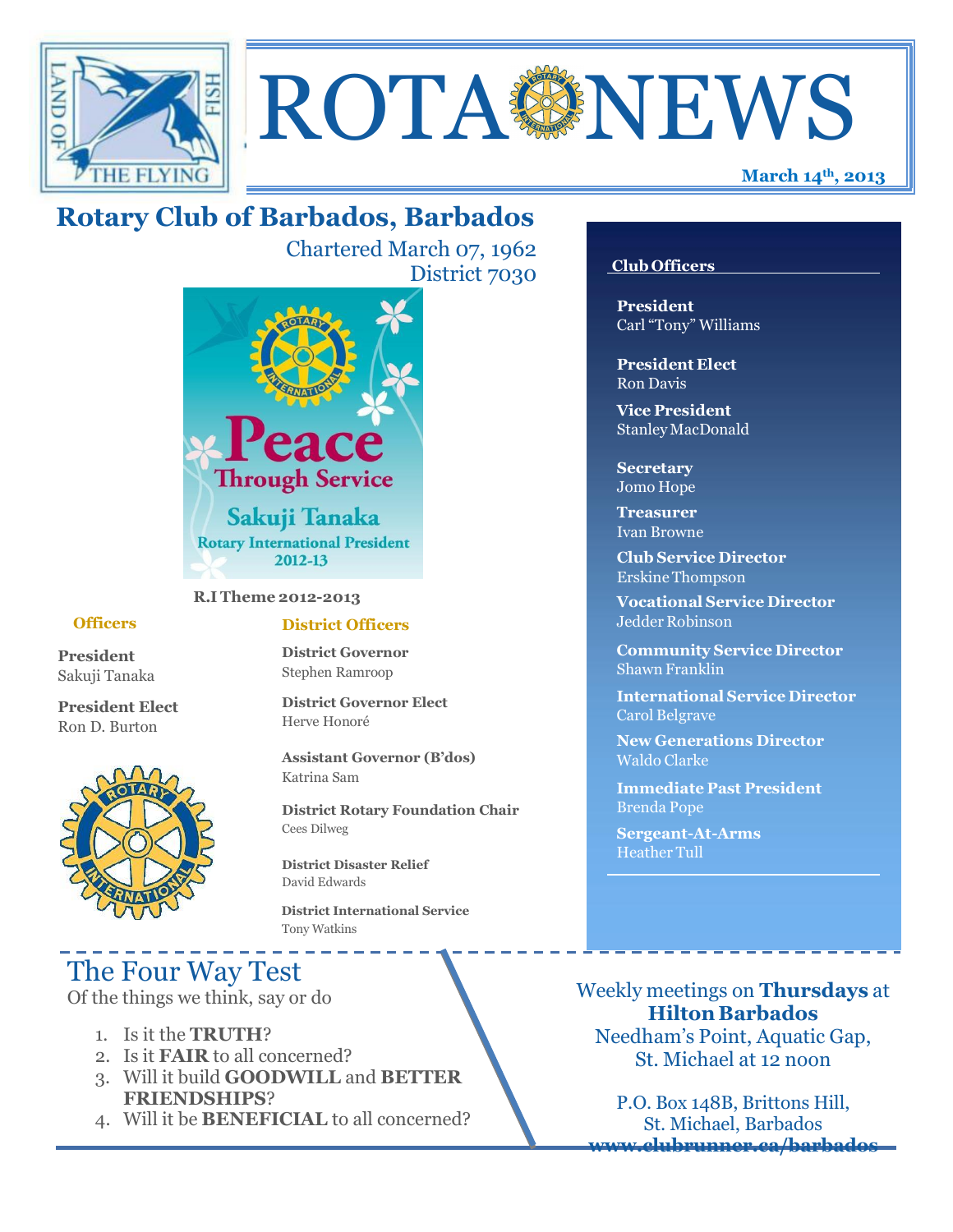# ROTA NEWS

**March 14th, 2013**

## Rotary Club of Barbados, Barbados

Chartered March 07, 1962
District 7030

Peace Through Service
Sakuji Tanaka
Rotary International President
2012-13

**R.I Theme 2012-2013**

### Officers

**President**
Sakuji Tanaka

**President Elect**
Ron D. Burton

### District Officers

**District Governor**
Stephen Ramroop

**District Governor Elect**
Herve Honoré

**Assistant Governor (B'dos)**
Katrina Sam

**District Rotary Foundation Chair**
Cees Dilweg

**District Disaster Relief**
David Edwards

**District International Service**
Tony Watkins

### Club Officers

**President**
Carl "Tony" Williams

**President Elect**
Ron Davis

**Vice President**
Stanley MacDonald

**Secretary**
Jomo Hope

**Treasurer**
Ivan Browne

**Club Service Director**
Erskine Thompson

**Vocational Service Director**
Jedder Robinson

**Community Service Director**
Shawn Franklin

**International Service Director**
Carol Belgrave

**New Generations Director**
Waldo Clarke

**Immediate Past President**
Brenda Pope

**Sergeant-At-Arms**
Heather Tull

## The Four Way Test

Of the things we think, say or do

1. Is it the **TRUTH**?
2. Is it **FAIR** to all concerned?
3. Will it build **GOODWILL** and **BETTER FRIENDSHIPS**?
4. Will it be **BENEFICIAL** to all concerned?

Weekly meetings on **Thursdays** at **Hilton Barbados**
Needham's Point, Aquatic Gap, St. Michael at 12 noon

P.O. Box 148B, Brittons Hill, St. Michael, Barbados
**www.clubrunner.ca/barbados**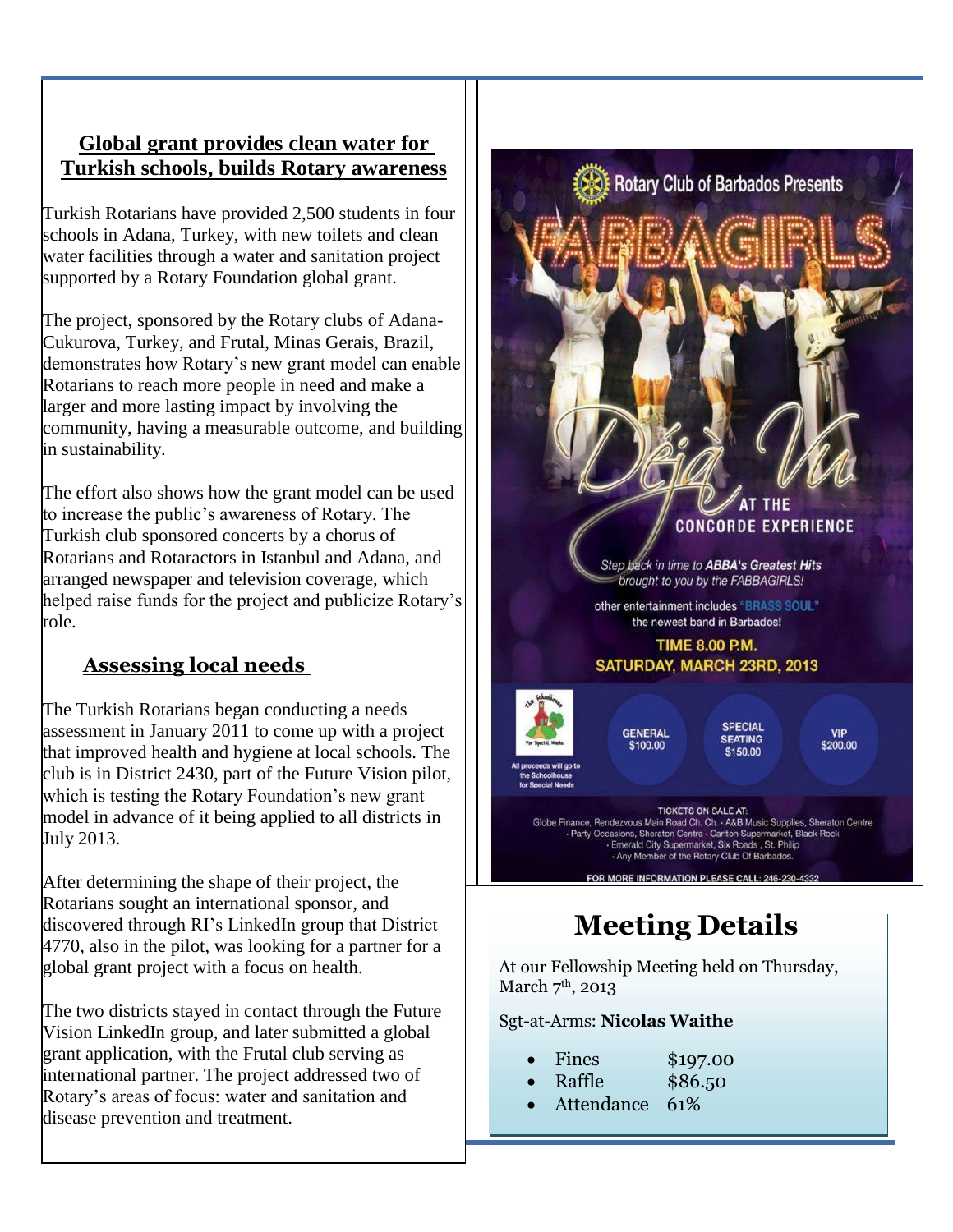## Global grant provides clean water for Turkish schools, builds Rotary awareness

Turkish Rotarians have provided 2,500 students in four schools in Adana, Turkey, with new toilets and clean water facilities through a water and sanitation project supported by a Rotary Foundation global grant.

The project, sponsored by the Rotary clubs of Adana-Cukurova, Turkey, and Frutal, Minas Gerais, Brazil, demonstrates how Rotary's new grant model can enable Rotarians to reach more people in need and make a larger and more lasting impact by involving the community, having a measurable outcome, and building in sustainability.

The effort also shows how the grant model can be used to increase the public's awareness of Rotary. The Turkish club sponsored concerts by a chorus of Rotarians and Rotaractors in Istanbul and Adana, and arranged newspaper and television coverage, which helped raise funds for the project and publicize Rotary's role.

### Assessing local needs

The Turkish Rotarians began conducting a needs assessment in January 2011 to come up with a project that improved health and hygiene at local schools. The club is in District 2430, part of the Future Vision pilot, which is testing the Rotary Foundation's new grant model in advance of it being applied to all districts in July 2013.

After determining the shape of their project, the Rotarians sought an international sponsor, and discovered through RI's LinkedIn group that District 4770, also in the pilot, was looking for a partner for a global grant project with a focus on health.

The two districts stayed in contact through the Future Vision LinkedIn group, and later submitted a global grant application, with the Frutal club serving as international partner. The project addressed two of Rotary's areas of focus: water and sanitation and disease prevention and treatment.

Rotary Club of Barbados Presents

FABBAGIRLS

Déjà Vu AT THE CONCORDE EXPERIENCE

*Step back in time to **ABBA's Greatest Hits** brought to you by the FABBAGIRLS!*

other entertainment includes "BRASS SOUL" the newest band in Barbados!

TIME 8.00 P.M.
SATURDAY, MARCH 23RD, 2013

All proceeds will go to the Schoolhouse for Special Needs

GENERAL $100.00 | SPECIAL SEATING $150.00 | VIP $200.00

TICKETS ON SALE AT:
Globe Finance, Rendezvous Main Road Ch. Ch. · A&B Music Supplies, Sheraton Centre · Party Occasions, Sheraton Centre · Carlton Supermarket, Black Rock · Emerald City Supermarket, Six Roads, St. Philip · Any Member of the Rotary Club Of Barbados.

FOR MORE INFORMATION PLEASE CALL: 246-230-4332

# Meeting Details

At our Fellowship Meeting held on Thursday, March 7th, 2013

Sgt-at-Arms: **Nicolas Waithe**

- Fines $197.00
- Raffle $86.50
- Attendance 61%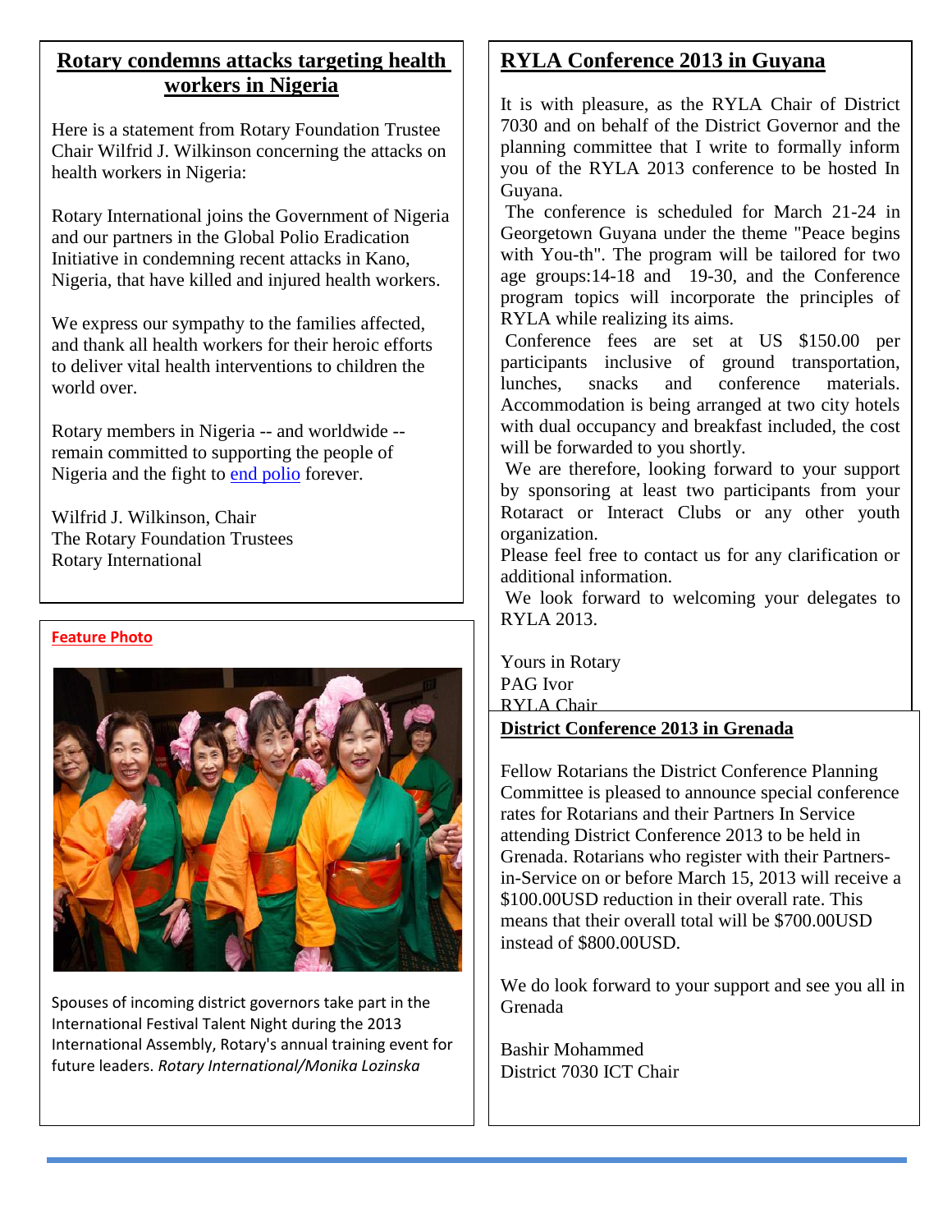## Rotary condemns attacks targeting health workers in Nigeria

Here is a statement from Rotary Foundation Trustee Chair Wilfrid J. Wilkinson concerning the attacks on health workers in Nigeria:

Rotary International joins the Government of Nigeria and our partners in the Global Polio Eradication Initiative in condemning recent attacks in Kano, Nigeria, that have killed and injured health workers.

We express our sympathy to the families affected, and thank all health workers for their heroic efforts to deliver vital health interventions to children the world over.

Rotary members in Nigeria -- and worldwide -- remain committed to supporting the people of Nigeria and the fight to end polio forever.

Wilfrid J. Wilkinson, Chair
The Rotary Foundation Trustees
Rotary International

**Feature Photo**

Spouses of incoming district governors take part in the International Festival Talent Night during the 2013 International Assembly, Rotary's annual training event for future leaders. *Rotary International/Monika Lozinska*

## RYLA Conference 2013 in Guyana

It is with pleasure, as the RYLA Chair of District 7030 and on behalf of the District Governor and the planning committee that I write to formally inform you of the RYLA 2013 conference to be hosted In Guyana.

The conference is scheduled for March 21-24 in Georgetown Guyana under the theme "Peace begins with You-th". The program will be tailored for two age groups:14-18 and 19-30, and the Conference program topics will incorporate the principles of RYLA while realizing its aims.

Conference fees are set at US $150.00 per participants inclusive of ground transportation, lunches, snacks and conference materials. Accommodation is being arranged at two city hotels with dual occupancy and breakfast included, the cost will be forwarded to you shortly.

We are therefore, looking forward to your support by sponsoring at least two participants from your Rotaract or Interact Clubs or any other youth organization.

Please feel free to contact us for any clarification or additional information.

We look forward to welcoming your delegates to RYLA 2013.

Yours in Rotary
PAG Ivor
RYLA Chair

## District Conference 2013 in Grenada

Fellow Rotarians the District Conference Planning Committee is pleased to announce special conference rates for Rotarians and their Partners In Service attending District Conference 2013 to be held in Grenada. Rotarians who register with their Partners-in-Service on or before March 15, 2013 will receive a $100.00USD reduction in their overall rate. This means that their overall total will be $700.00USD instead of $800.00USD.

We do look forward to your support and see you all in Grenada

Bashir Mohammed
District 7030 ICT Chair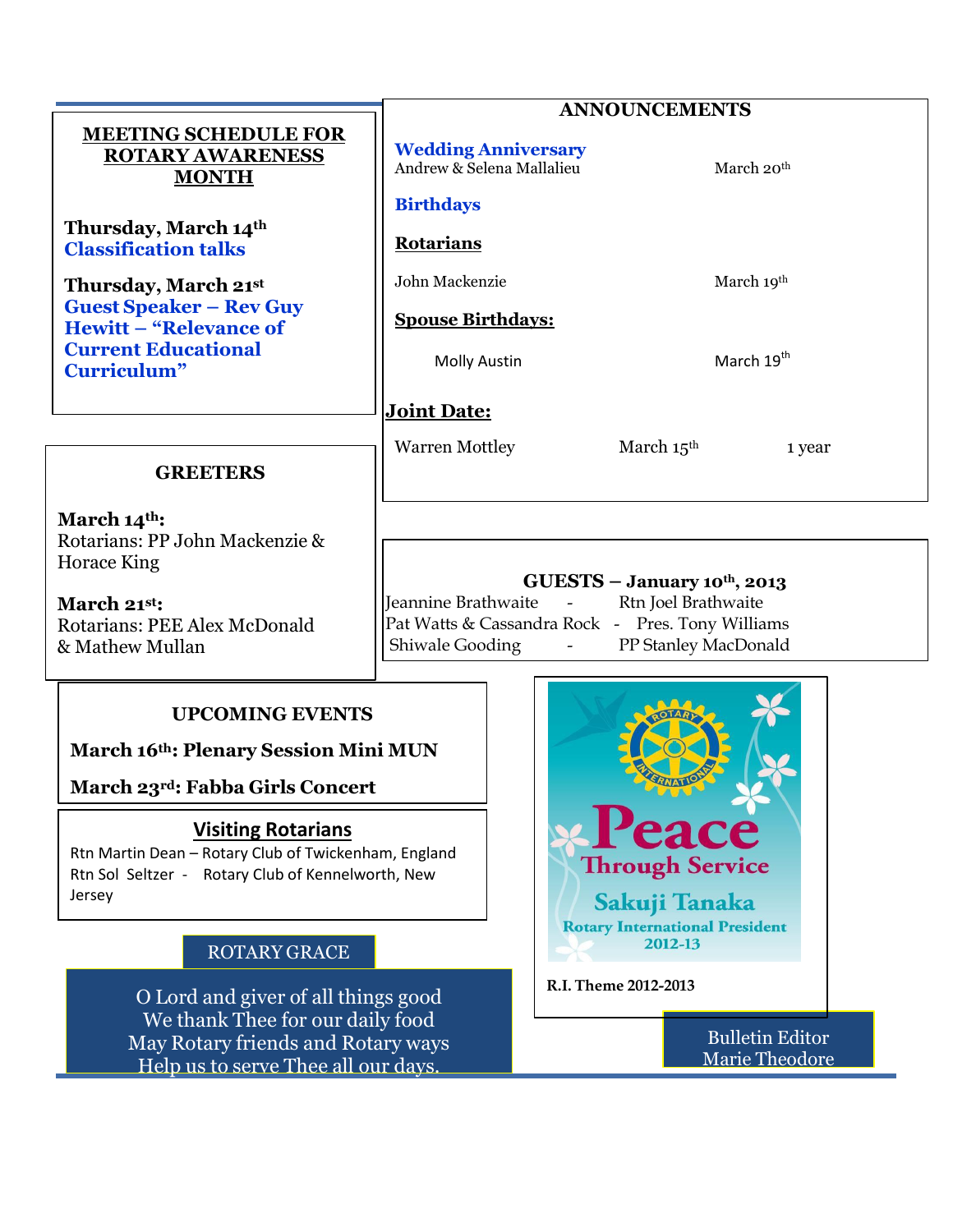## MEETING SCHEDULE FOR ROTARY AWARENESS MONTH

**Thursday, March 14th**
**Classification talks**

**Thursday, March 21st**
**Guest Speaker – Rev Guy Hewitt – "Relevance of Current Educational Curriculum"**

## GREETERS

**March 14th:**
Rotarians: PP John Mackenzie & Horace King

**March 21st:**
Rotarians: PEE Alex McDonald & Mathew Mullan

## ANNOUNCEMENTS

**Wedding Anniversary**

Andrew & Selena Mallalieu — March 20th

**Birthdays**

**Rotarians**

John Mackenzie — March 19th

**Spouse Birthdays:**

Molly Austin — March 19th

**Joint Date:**

Warren Mottley — March 15th — 1 year

## GUESTS – January 10th, 2013

| | |
|---|---|
| Jeannine Brathwaite | Rtn Joel Brathwaite |
| Pat Watts & Cassandra Rock | Pres. Tony Williams |
| Shiwale Gooding | PP Stanley MacDonald |

## UPCOMING EVENTS

**March 16th: Plenary Session Mini MUN**

**March 23rd: Fabba Girls Concert**

## Visiting Rotarians

Rtn Martin Dean – Rotary Club of Twickenham, England
Rtn Sol Seltzer - Rotary Club of Kennelworth, New Jersey

## ROTARY GRACE

O Lord and giver of all things good
We thank Thee for our daily food
May Rotary friends and Rotary ways
Help us to serve Thee all our days.

Peace Through Service
Sakuji Tanaka
Rotary International President 2012-13

**R.I. Theme 2012-2013**

Bulletin Editor
Marie Theodore